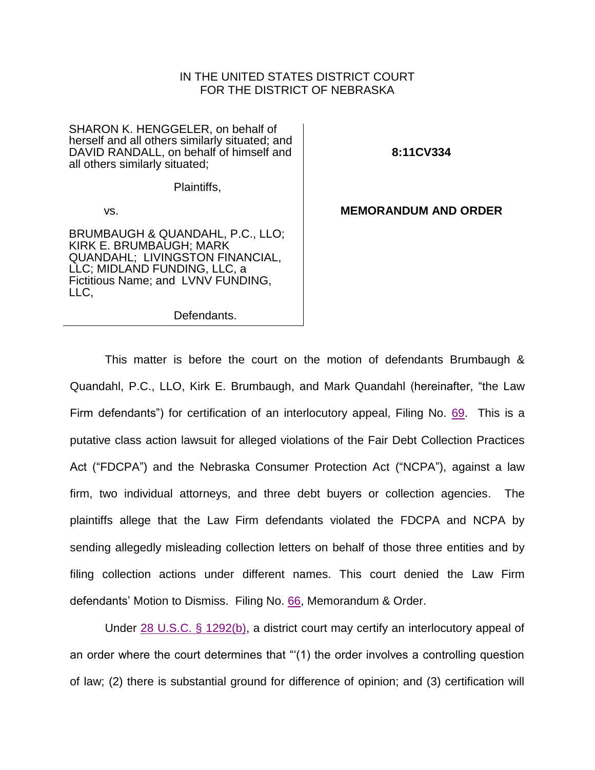IN THE UNITED STATES DISTRICT COURT
FOR THE DISTRICT OF NEBRASKA

| | |
|---|---|
| SHARON K. HENGGELER, on behalf of herself and all others similarly situated; and DAVID RANDALL, on behalf of himself and all others similarly situated;<br><br>Plaintiffs,<br><br>vs.<br><br>BRUMBAUGH & QUANDAHL, P.C., LLO; KIRK E. BRUMBAUGH; MARK QUANDAHL; LIVINGSTON FINANCIAL, LLC; MIDLAND FUNDING, LLC, a Fictitious Name; and LVNV FUNDING, LLC,<br><br>Defendants. | **8:11CV334**<br><br>**MEMORANDUM AND ORDER** |

This matter is before the court on the motion of defendants Brumbaugh & Quandahl, P.C., LLO, Kirk E. Brumbaugh, and Mark Quandahl (hereinafter, "the Law Firm defendants") for certification of an interlocutory appeal, Filing No. 69. This is a putative class action lawsuit for alleged violations of the Fair Debt Collection Practices Act ("FDCPA") and the Nebraska Consumer Protection Act ("NCPA"), against a law firm, two individual attorneys, and three debt buyers or collection agencies. The plaintiffs allege that the Law Firm defendants violated the FDCPA and NCPA by sending allegedly misleading collection letters on behalf of those three entities and by filing collection actions under different names. This court denied the Law Firm defendants' Motion to Dismiss. Filing No. 66, Memorandum & Order.

Under 28 U.S.C. § 1292(b), a district court may certify an interlocutory appeal of an order where the court determines that "'(1) the order involves a controlling question of law; (2) there is substantial ground for difference of opinion; and (3) certification will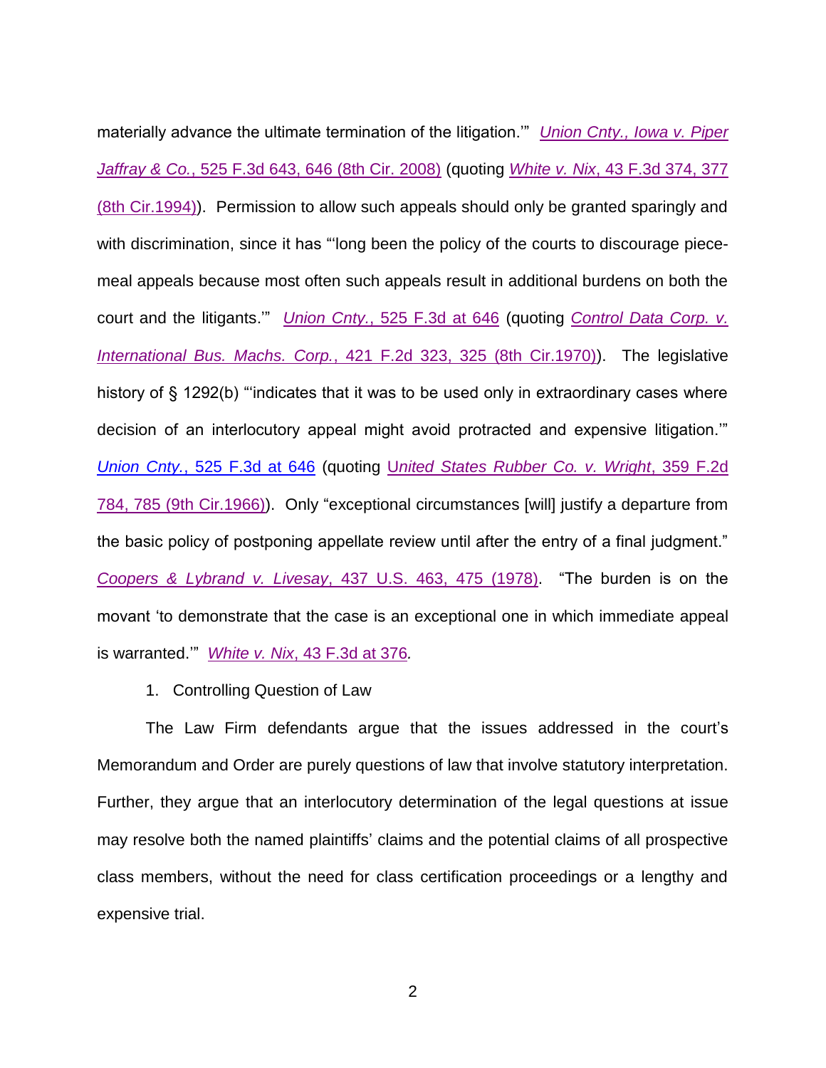materially advance the ultimate termination of the litigation.'" *Union Cnty., Iowa v. Piper Jaffray & Co.*, 525 F.3d 643, 646 (8th Cir. 2008) (quoting *White v. Nix*, 43 F.3d 374, 377 (8th Cir.1994)). Permission to allow such appeals should only be granted sparingly and with discrimination, since it has "'long been the policy of the courts to discourage piece-meal appeals because most often such appeals result in additional burdens on both the court and the litigants.'" *Union Cnty.*, 525 F.3d at 646 (quoting *Control Data Corp. v. International Bus. Machs. Corp.*, 421 F.2d 323, 325 (8th Cir.1970)). The legislative history of § 1292(b) "'indicates that it was to be used only in extraordinary cases where decision of an interlocutory appeal might avoid protracted and expensive litigation.'" *Union Cnty.*, 525 F.3d at 646 (quoting *United States Rubber Co. v. Wright*, 359 F.2d 784, 785 (9th Cir.1966)). Only "exceptional circumstances [will] justify a departure from the basic policy of postponing appellate review until after the entry of a final judgment." *Coopers & Lybrand v. Livesay*, 437 U.S. 463, 475 (1978). "The burden is on the movant 'to demonstrate that the case is an exceptional one in which immediate appeal is warranted.'" *White v. Nix*, 43 F.3d at 376.

1. Controlling Question of Law

The Law Firm defendants argue that the issues addressed in the court's Memorandum and Order are purely questions of law that involve statutory interpretation. Further, they argue that an interlocutory determination of the legal questions at issue may resolve both the named plaintiffs' claims and the potential claims of all prospective class members, without the need for class certification proceedings or a lengthy and expensive trial.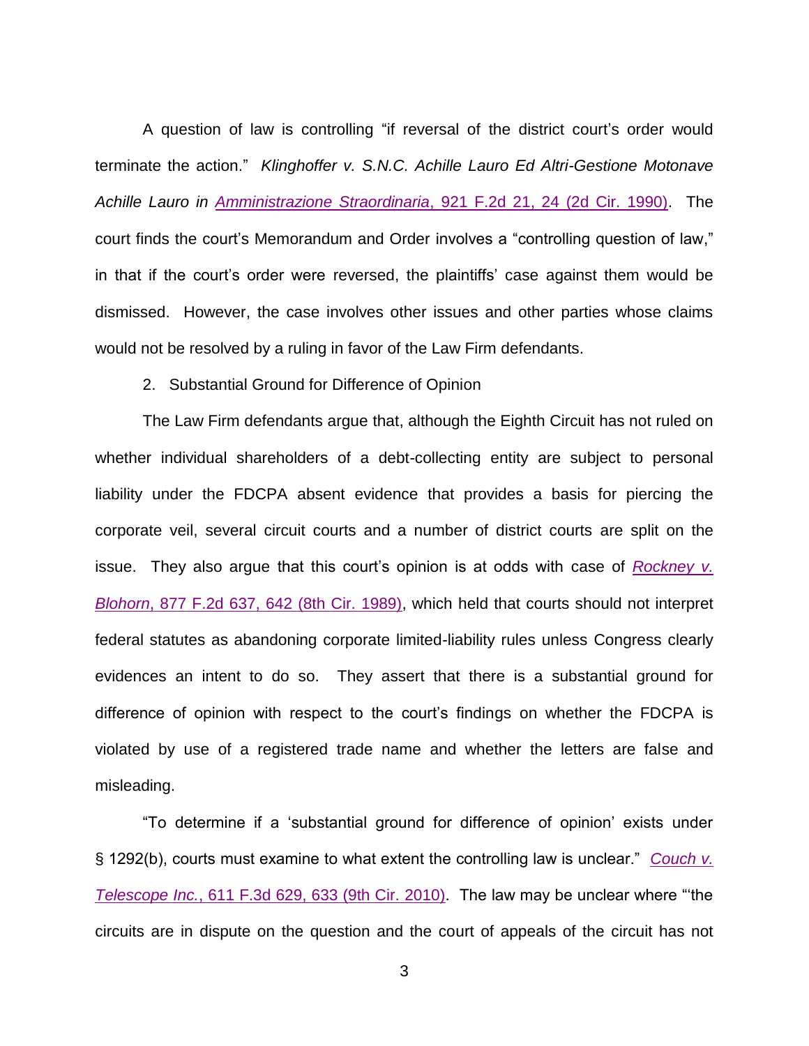A question of law is controlling "if reversal of the district court's order would terminate the action." *Klinghoffer v. S.N.C. Achille Lauro Ed Altri-Gestione Motonave Achille Lauro in Amministrazione Straordinaria*, 921 F.2d 21, 24 (2d Cir. 1990). The court finds the court's Memorandum and Order involves a "controlling question of law," in that if the court's order were reversed, the plaintiffs' case against them would be dismissed. However, the case involves other issues and other parties whose claims would not be resolved by a ruling in favor of the Law Firm defendants.

2. Substantial Ground for Difference of Opinion

The Law Firm defendants argue that, although the Eighth Circuit has not ruled on whether individual shareholders of a debt-collecting entity are subject to personal liability under the FDCPA absent evidence that provides a basis for piercing the corporate veil, several circuit courts and a number of district courts are split on the issue. They also argue that this court's opinion is at odds with case of *Rockney v. Blohorn*, 877 F.2d 637, 642 (8th Cir. 1989), which held that courts should not interpret federal statutes as abandoning corporate limited-liability rules unless Congress clearly evidences an intent to do so. They assert that there is a substantial ground for difference of opinion with respect to the court's findings on whether the FDCPA is violated by use of a registered trade name and whether the letters are false and misleading.

"To determine if a 'substantial ground for difference of opinion' exists under § 1292(b), courts must examine to what extent the controlling law is unclear." *Couch v. Telescope Inc.*, 611 F.3d 629, 633 (9th Cir. 2010). The law may be unclear where "'the circuits are in dispute on the question and the court of appeals of the circuit has not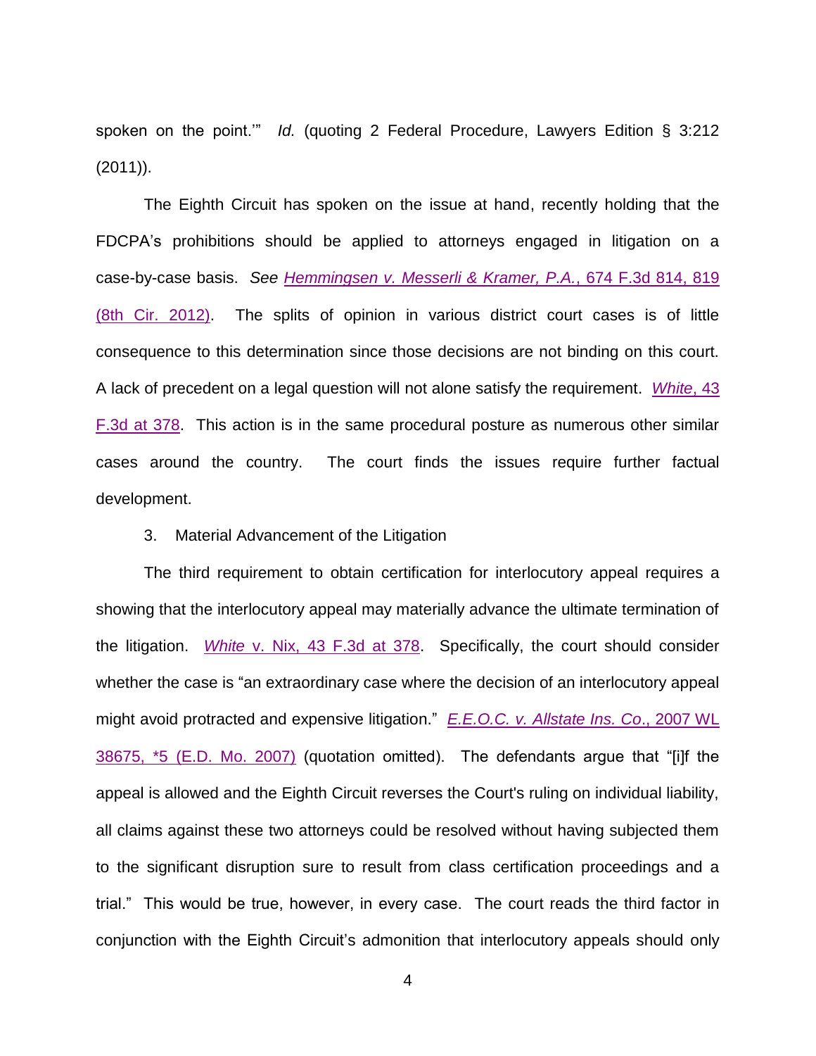spoken on the point.'" *Id.* (quoting 2 Federal Procedure, Lawyers Edition § 3:212 (2011)).

The Eighth Circuit has spoken on the issue at hand, recently holding that the FDCPA's prohibitions should be applied to attorneys engaged in litigation on a case-by-case basis. *See* *Hemmingsen v. Messerli & Kramer, P.A.*, 674 F.3d 814, 819 (8th Cir. 2012). The splits of opinion in various district court cases is of little consequence to this determination since those decisions are not binding on this court. A lack of precedent on a legal question will not alone satisfy the requirement. *White*, 43 F.3d at 378. This action is in the same procedural posture as numerous other similar cases around the country. The court finds the issues require further factual development.

3. Material Advancement of the Litigation

The third requirement to obtain certification for interlocutory appeal requires a showing that the interlocutory appeal may materially advance the ultimate termination of the litigation. *White* v. Nix, 43 F.3d at 378. Specifically, the court should consider whether the case is "an extraordinary case where the decision of an interlocutory appeal might avoid protracted and expensive litigation." *E.E.O.C. v. Allstate Ins. Co*., 2007 WL 38675, *5 (E.D. Mo. 2007) (quotation omitted). The defendants argue that "[i]f the appeal is allowed and the Eighth Circuit reverses the Court's ruling on individual liability, all claims against these two attorneys could be resolved without having subjected them to the significant disruption sure to result from class certification proceedings and a trial." This would be true, however, in every case. The court reads the third factor in conjunction with the Eighth Circuit's admonition that interlocutory appeals should only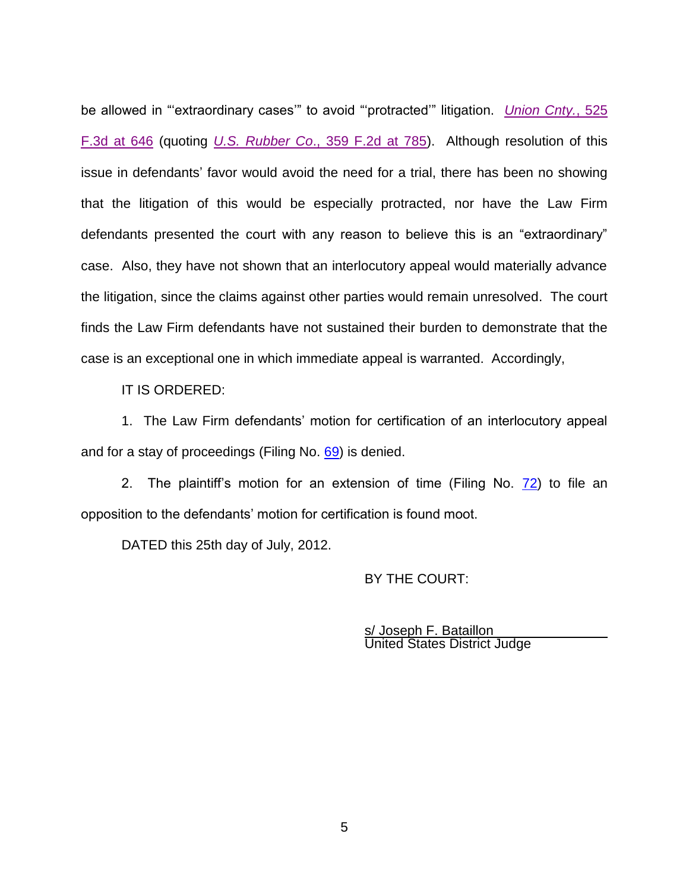be allowed in "'extraordinary cases'" to avoid "'protracted'" litigation. *Union Cnty.*, 525 F.3d at 646 (quoting *U.S. Rubber Co*., 359 F.2d at 785). Although resolution of this issue in defendants' favor would avoid the need for a trial, there has been no showing that the litigation of this would be especially protracted, nor have the Law Firm defendants presented the court with any reason to believe this is an "extraordinary" case. Also, they have not shown that an interlocutory appeal would materially advance the litigation, since the claims against other parties would remain unresolved. The court finds the Law Firm defendants have not sustained their burden to demonstrate that the case is an exceptional one in which immediate appeal is warranted. Accordingly,

IT IS ORDERED:

1. The Law Firm defendants' motion for certification of an interlocutory appeal and for a stay of proceedings (Filing No. 69) is denied.

2. The plaintiff's motion for an extension of time (Filing No. 72) to file an opposition to the defendants' motion for certification is found moot.

DATED this 25th day of July, 2012.

BY THE COURT:

s/ Joseph F. Bataillon
United States District Judge